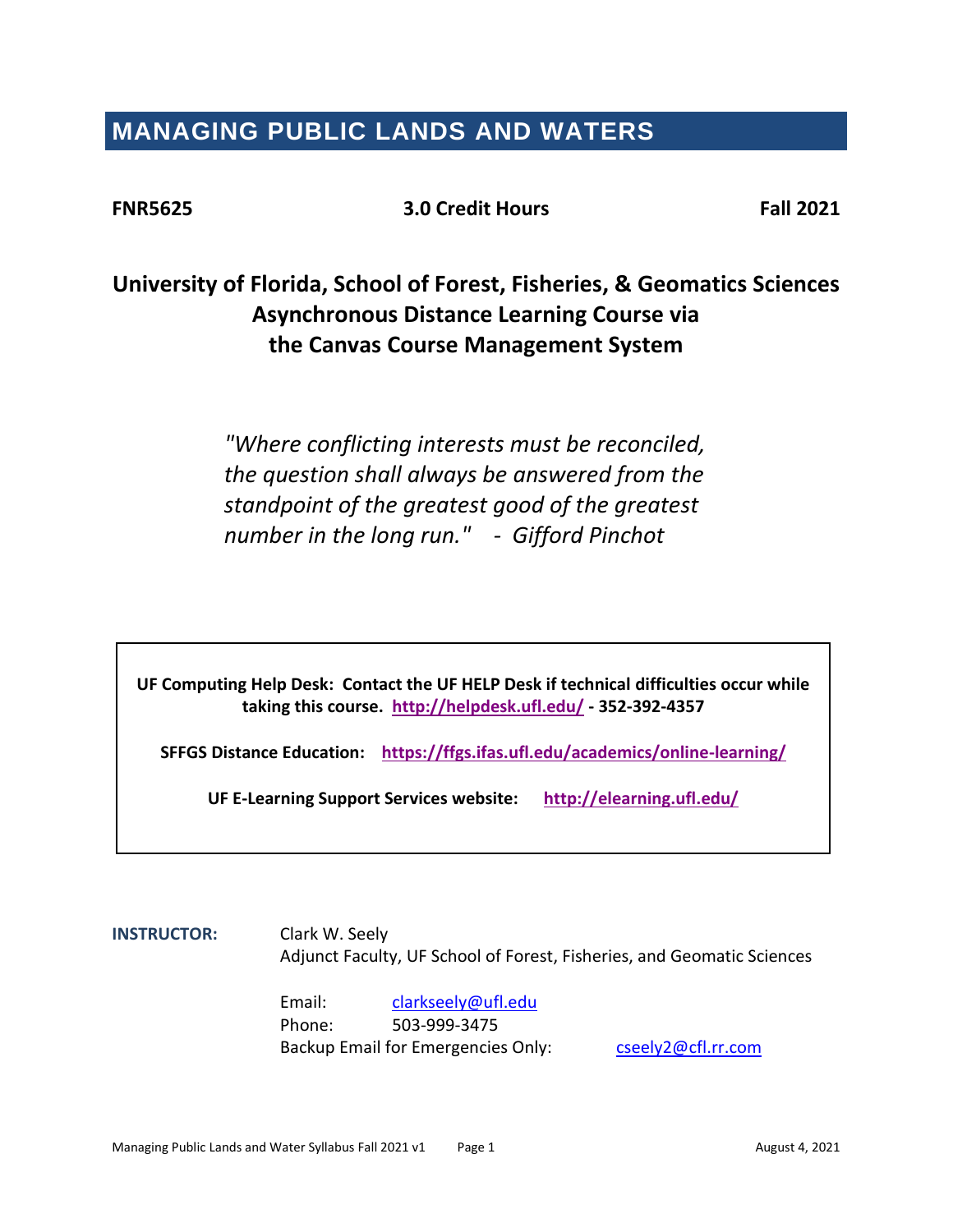# MANAGING PUBLIC LANDS AND WATERS

**FNR5625** **3.0 Credit Hours** **Fall 2021**

## University of Florida, School of Forest, Fisheries, & Geomatics Sciences Asynchronous Distance Learning Course via the Canvas Course Management System

*"Where conflicting interests must be reconciled, the question shall always be answered from the standpoint of the greatest good of the greatest number in the long run." - Gifford Pinchot*

**UF Computing Help Desk: Contact the UF HELP Desk if technical difficulties occur while taking this course. http://helpdesk.ufl.edu/ - 352-392-4357**

**SFFGS Distance Education: https://ffgs.ifas.ufl.edu/academics/online-learning/**

**UF E-Learning Support Services website: http://elearning.ufl.edu/**

**INSTRUCTOR:** Clark W. Seely
Adjunct Faculty, UF School of Forest, Fisheries, and Geomatic Sciences

Email: clarkseely@ufl.edu
Phone: 503-999-3475
Backup Email for Emergencies Only: cseely2@cfl.rr.com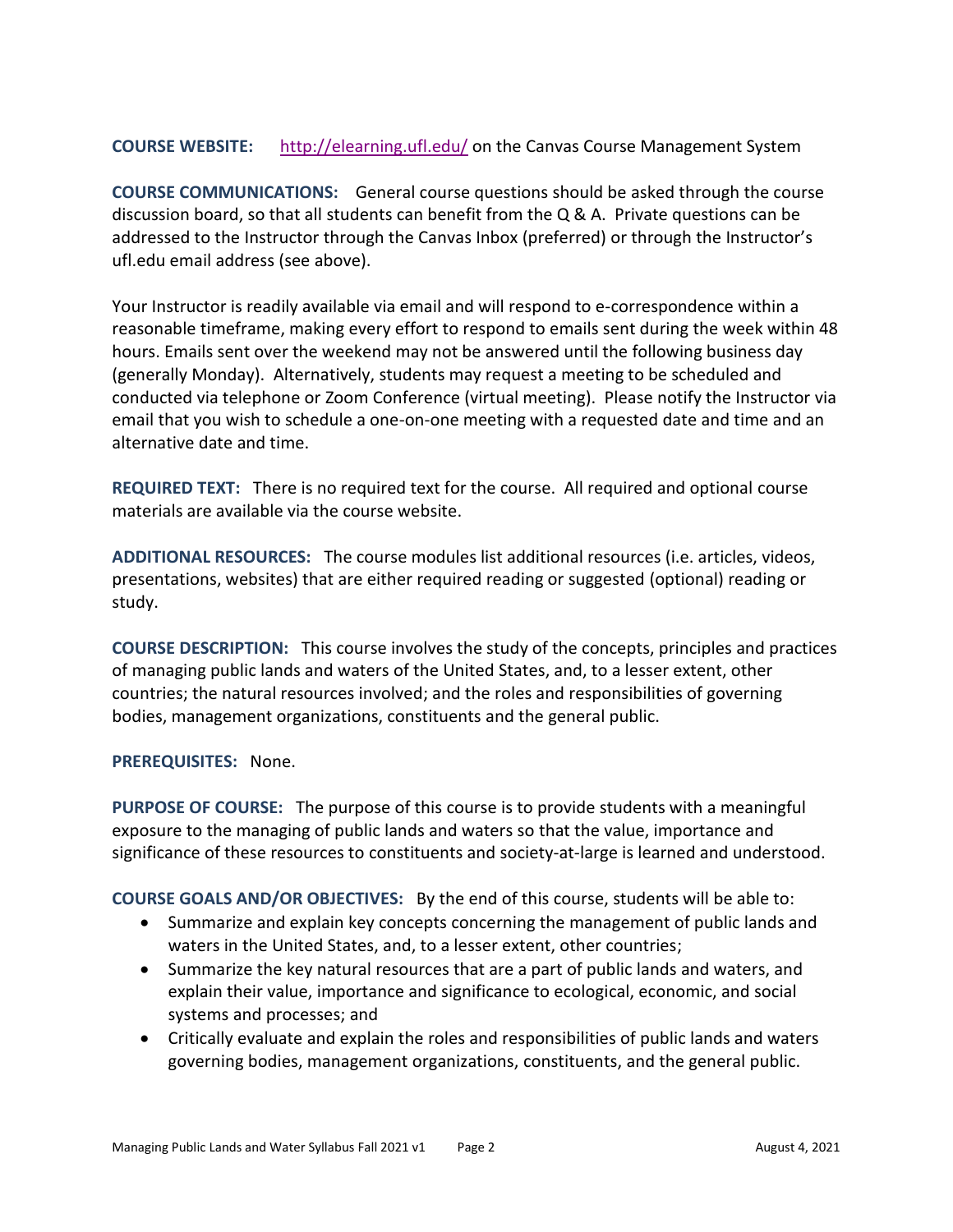**COURSE WEBSITE:** [http://elearning.ufl.edu/](http://elearning.ufl.edu/) on the Canvas Course Management System

**COURSE COMMUNICATIONS:** General course questions should be asked through the course discussion board, so that all students can benefit from the Q & A. Private questions can be addressed to the Instructor through the Canvas Inbox (preferred) or through the Instructor's ufl.edu email address (see above).

Your Instructor is readily available via email and will respond to e-correspondence within a reasonable timeframe, making every effort to respond to emails sent during the week within 48 hours. Emails sent over the weekend may not be answered until the following business day (generally Monday). Alternatively, students may request a meeting to be scheduled and conducted via telephone or Zoom Conference (virtual meeting). Please notify the Instructor via email that you wish to schedule a one-on-one meeting with a requested date and time and an alternative date and time.

**REQUIRED TEXT:** There is no required text for the course. All required and optional course materials are available via the course website.

**ADDITIONAL RESOURCES:** The course modules list additional resources (i.e. articles, videos, presentations, websites) that are either required reading or suggested (optional) reading or study.

**COURSE DESCRIPTION:** This course involves the study of the concepts, principles and practices of managing public lands and waters of the United States, and, to a lesser extent, other countries; the natural resources involved; and the roles and responsibilities of governing bodies, management organizations, constituents and the general public.

**PREREQUISITES:** None.

**PURPOSE OF COURSE:** The purpose of this course is to provide students with a meaningful exposure to the managing of public lands and waters so that the value, importance and significance of these resources to constituents and society-at-large is learned and understood.

**COURSE GOALS AND/OR OBJECTIVES:** By the end of this course, students will be able to:

- Summarize and explain key concepts concerning the management of public lands and waters in the United States, and, to a lesser extent, other countries;
- Summarize the key natural resources that are a part of public lands and waters, and explain their value, importance and significance to ecological, economic, and social systems and processes; and
- Critically evaluate and explain the roles and responsibilities of public lands and waters governing bodies, management organizations, constituents, and the general public.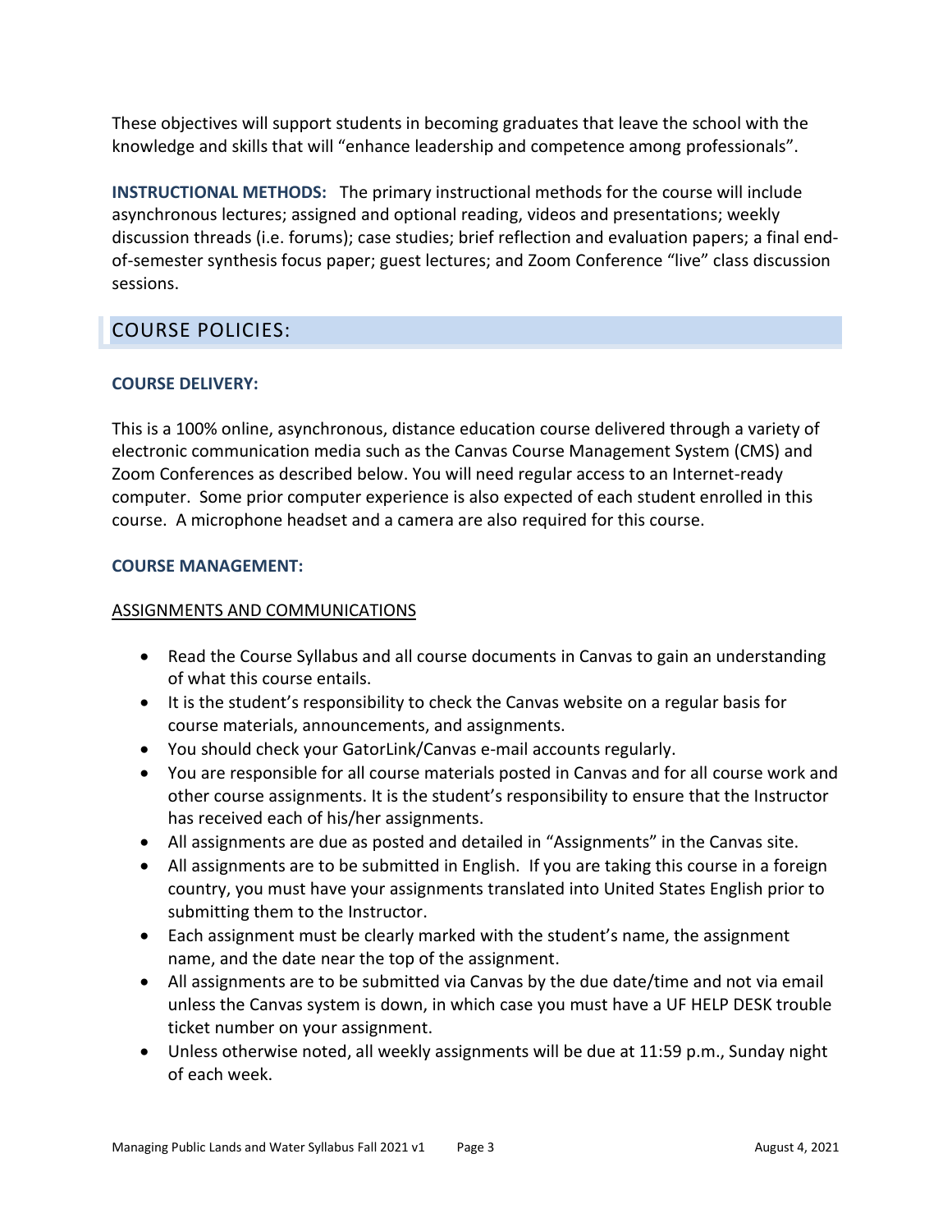These objectives will support students in becoming graduates that leave the school with the knowledge and skills that will "enhance leadership and competence among professionals".

**INSTRUCTIONAL METHODS:** The primary instructional methods for the course will include asynchronous lectures; assigned and optional reading, videos and presentations; weekly discussion threads (i.e. forums); case studies; brief reflection and evaluation papers; a final end-of-semester synthesis focus paper; guest lectures; and Zoom Conference "live" class discussion sessions.

## COURSE POLICIES:

### COURSE DELIVERY:

This is a 100% online, asynchronous, distance education course delivered through a variety of electronic communication media such as the Canvas Course Management System (CMS) and Zoom Conferences as described below. You will need regular access to an Internet-ready computer. Some prior computer experience is also expected of each student enrolled in this course. A microphone headset and a camera are also required for this course.

### COURSE MANAGEMENT:

#### ASSIGNMENTS AND COMMUNICATIONS

- Read the Course Syllabus and all course documents in Canvas to gain an understanding of what this course entails.
- It is the student's responsibility to check the Canvas website on a regular basis for course materials, announcements, and assignments.
- You should check your GatorLink/Canvas e-mail accounts regularly.
- You are responsible for all course materials posted in Canvas and for all course work and other course assignments. It is the student's responsibility to ensure that the Instructor has received each of his/her assignments.
- All assignments are due as posted and detailed in "Assignments" in the Canvas site.
- All assignments are to be submitted in English. If you are taking this course in a foreign country, you must have your assignments translated into United States English prior to submitting them to the Instructor.
- Each assignment must be clearly marked with the student's name, the assignment name, and the date near the top of the assignment.
- All assignments are to be submitted via Canvas by the due date/time and not via email unless the Canvas system is down, in which case you must have a UF HELP DESK trouble ticket number on your assignment.
- Unless otherwise noted, all weekly assignments will be due at 11:59 p.m., Sunday night of each week.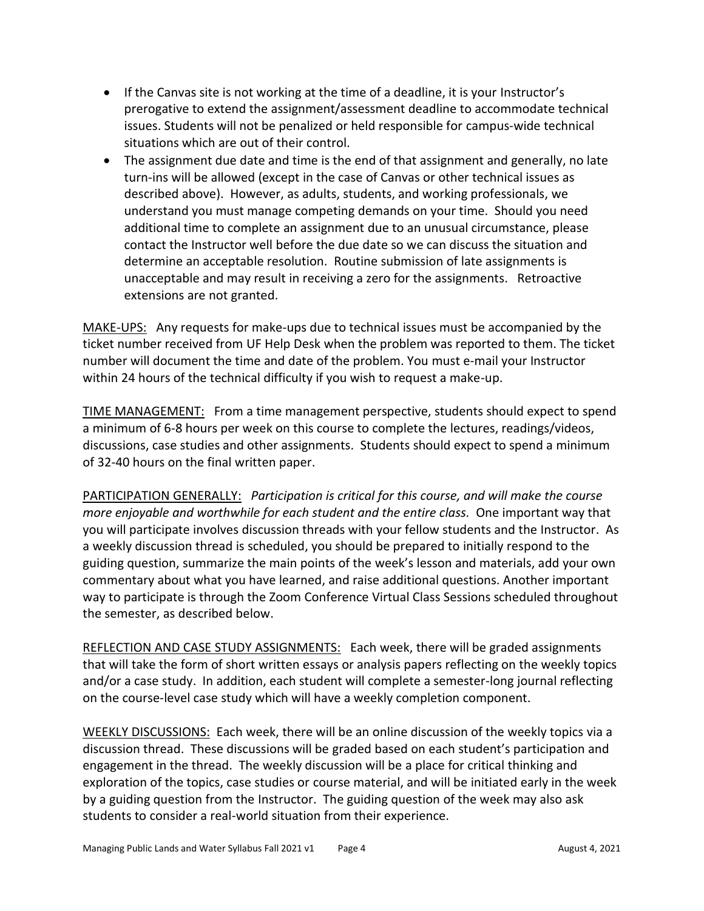- If the Canvas site is not working at the time of a deadline, it is your Instructor's prerogative to extend the assignment/assessment deadline to accommodate technical issues. Students will not be penalized or held responsible for campus-wide technical situations which are out of their control.
- The assignment due date and time is the end of that assignment and generally, no late turn-ins will be allowed (except in the case of Canvas or other technical issues as described above). However, as adults, students, and working professionals, we understand you must manage competing demands on your time. Should you need additional time to complete an assignment due to an unusual circumstance, please contact the Instructor well before the due date so we can discuss the situation and determine an acceptable resolution. Routine submission of late assignments is unacceptable and may result in receiving a zero for the assignments. Retroactive extensions are not granted.

<u>MAKE-UPS:</u> Any requests for make-ups due to technical issues must be accompanied by the ticket number received from UF Help Desk when the problem was reported to them. The ticket number will document the time and date of the problem. You must e-mail your Instructor within 24 hours of the technical difficulty if you wish to request a make-up.

<u>TIME MANAGEMENT:</u> From a time management perspective, students should expect to spend a minimum of 6-8 hours per week on this course to complete the lectures, readings/videos, discussions, case studies and other assignments. Students should expect to spend a minimum of 32-40 hours on the final written paper.

<u>PARTICIPATION GENERALLY:</u> *Participation is critical for this course, and will make the course more enjoyable and worthwhile for each student and the entire class.* One important way that you will participate involves discussion threads with your fellow students and the Instructor. As a weekly discussion thread is scheduled, you should be prepared to initially respond to the guiding question, summarize the main points of the week's lesson and materials, add your own commentary about what you have learned, and raise additional questions. Another important way to participate is through the Zoom Conference Virtual Class Sessions scheduled throughout the semester, as described below.

<u>REFLECTION AND CASE STUDY ASSIGNMENTS:</u> Each week, there will be graded assignments that will take the form of short written essays or analysis papers reflecting on the weekly topics and/or a case study. In addition, each student will complete a semester-long journal reflecting on the course-level case study which will have a weekly completion component.

<u>WEEKLY DISCUSSIONS:</u> Each week, there will be an online discussion of the weekly topics via a discussion thread. These discussions will be graded based on each student's participation and engagement in the thread. The weekly discussion will be a place for critical thinking and exploration of the topics, case studies or course material, and will be initiated early in the week by a guiding question from the Instructor. The guiding question of the week may also ask students to consider a real-world situation from their experience.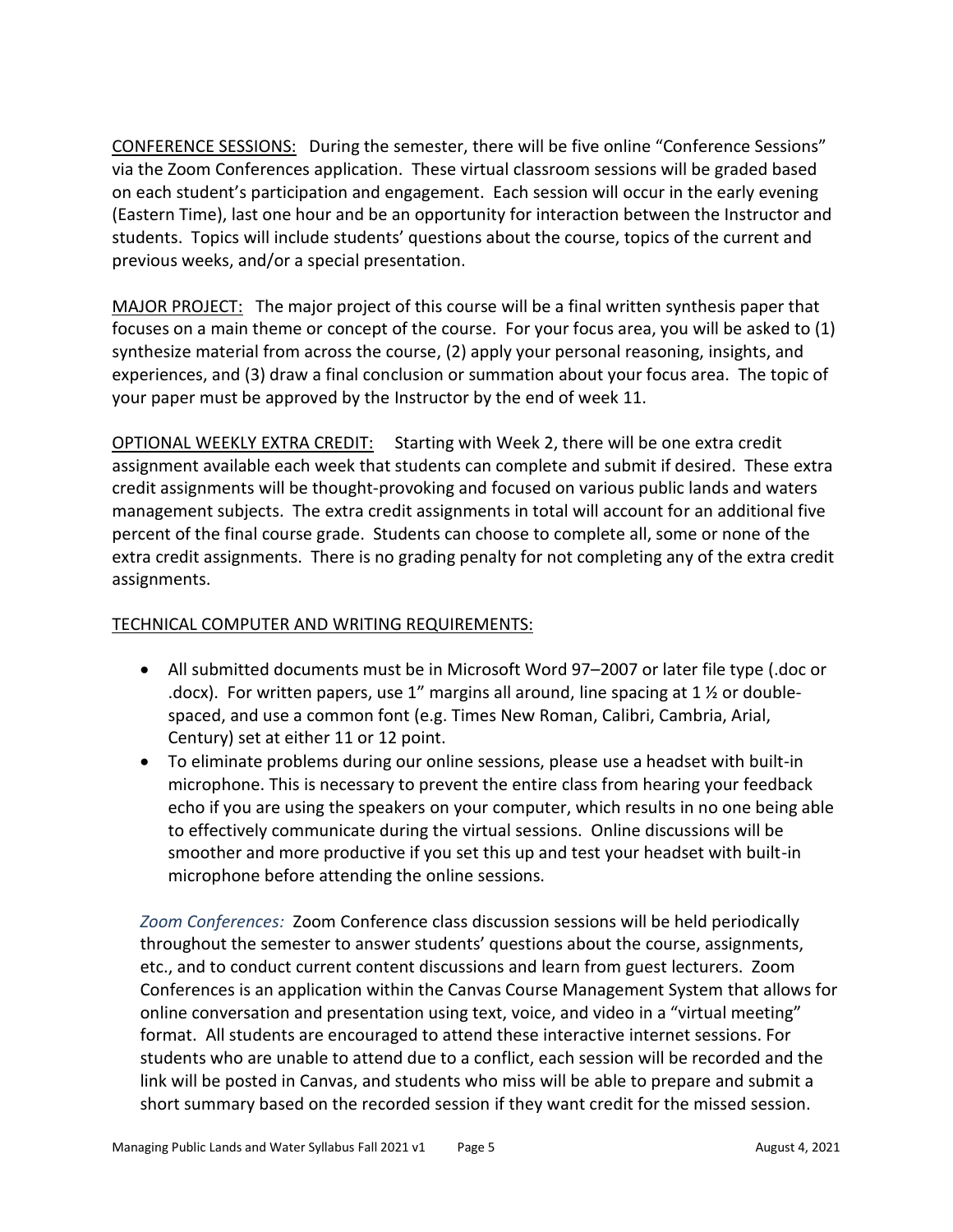<u>CONFERENCE SESSIONS:</u> During the semester, there will be five online "Conference Sessions" via the Zoom Conferences application. These virtual classroom sessions will be graded based on each student's participation and engagement. Each session will occur in the early evening (Eastern Time), last one hour and be an opportunity for interaction between the Instructor and students. Topics will include students' questions about the course, topics of the current and previous weeks, and/or a special presentation.

<u>MAJOR PROJECT:</u> The major project of this course will be a final written synthesis paper that focuses on a main theme or concept of the course. For your focus area, you will be asked to (1) synthesize material from across the course, (2) apply your personal reasoning, insights, and experiences, and (3) draw a final conclusion or summation about your focus area. The topic of your paper must be approved by the Instructor by the end of week 11.

<u>OPTIONAL WEEKLY EXTRA CREDIT:</u> Starting with Week 2, there will be one extra credit assignment available each week that students can complete and submit if desired. These extra credit assignments will be thought-provoking and focused on various public lands and waters management subjects. The extra credit assignments in total will account for an additional five percent of the final course grade. Students can choose to complete all, some or none of the extra credit assignments. There is no grading penalty for not completing any of the extra credit assignments.

<u>TECHNICAL COMPUTER AND WRITING REQUIREMENTS:</u>

- All submitted documents must be in Microsoft Word 97–2007 or later file type (.doc or .docx). For written papers, use 1" margins all around, line spacing at 1 ½ or double-spaced, and use a common font (e.g. Times New Roman, Calibri, Cambria, Arial, Century) set at either 11 or 12 point.
- To eliminate problems during our online sessions, please use a headset with built-in microphone. This is necessary to prevent the entire class from hearing your feedback echo if you are using the speakers on your computer, which results in no one being able to effectively communicate during the virtual sessions. Online discussions will be smoother and more productive if you set this up and test your headset with built-in microphone before attending the online sessions.

*Zoom Conferences:* Zoom Conference class discussion sessions will be held periodically throughout the semester to answer students' questions about the course, assignments, etc., and to conduct current content discussions and learn from guest lecturers. Zoom Conferences is an application within the Canvas Course Management System that allows for online conversation and presentation using text, voice, and video in a "virtual meeting" format. All students are encouraged to attend these interactive internet sessions. For students who are unable to attend due to a conflict, each session will be recorded and the link will be posted in Canvas, and students who miss will be able to prepare and submit a short summary based on the recorded session if they want credit for the missed session.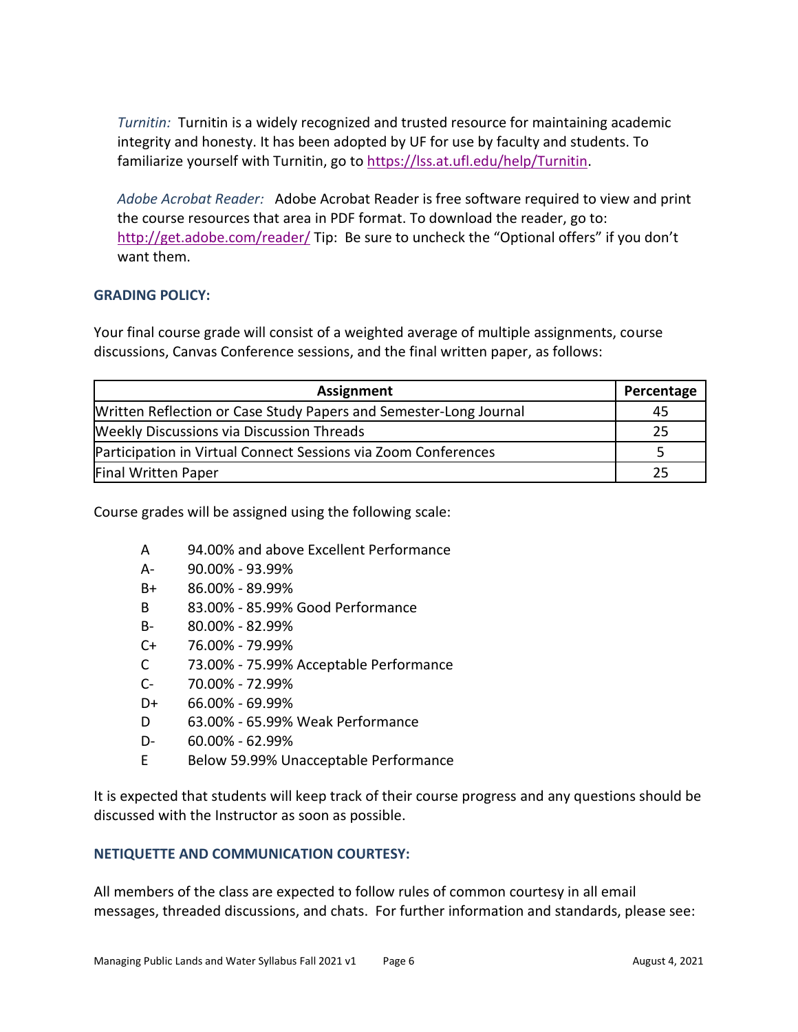*Turnitin:* Turnitin is a widely recognized and trusted resource for maintaining academic integrity and honesty. It has been adopted by UF for use by faculty and students. To familiarize yourself with Turnitin, go to [https://lss.at.ufl.edu/help/Turnitin](https://lss.at.ufl.edu/help/Turnitin).

*Adobe Acrobat Reader:* Adobe Acrobat Reader is free software required to view and print the course resources that area in PDF format. To download the reader, go to: [http://get.adobe.com/reader/](http://get.adobe.com/reader/) Tip: Be sure to uncheck the "Optional offers" if you don't want them.

### GRADING POLICY:

Your final course grade will consist of a weighted average of multiple assignments, course discussions, Canvas Conference sessions, and the final written paper, as follows:

| Assignment | Percentage |
|---|---|
| Written Reflection or Case Study Papers and Semester-Long Journal | 45 |
| Weekly Discussions via Discussion Threads | 25 |
| Participation in Virtual Connect Sessions via Zoom Conferences | 5 |
| Final Written Paper | 25 |

Course grades will be assigned using the following scale:

- A 94.00% and above Excellent Performance
- A- 90.00% - 93.99%
- B+ 86.00% - 89.99%
- B 83.00% - 85.99% Good Performance
- B- 80.00% - 82.99%
- C+ 76.00% - 79.99%
- C 73.00% - 75.99% Acceptable Performance
- C- 70.00% - 72.99%
- D+ 66.00% - 69.99%
- D 63.00% - 65.99% Weak Performance
- D- 60.00% - 62.99%
- E Below 59.99% Unacceptable Performance

It is expected that students will keep track of their course progress and any questions should be discussed with the Instructor as soon as possible.

### NETIQUETTE AND COMMUNICATION COURTESY:

All members of the class are expected to follow rules of common courtesy in all email messages, threaded discussions, and chats. For further information and standards, please see: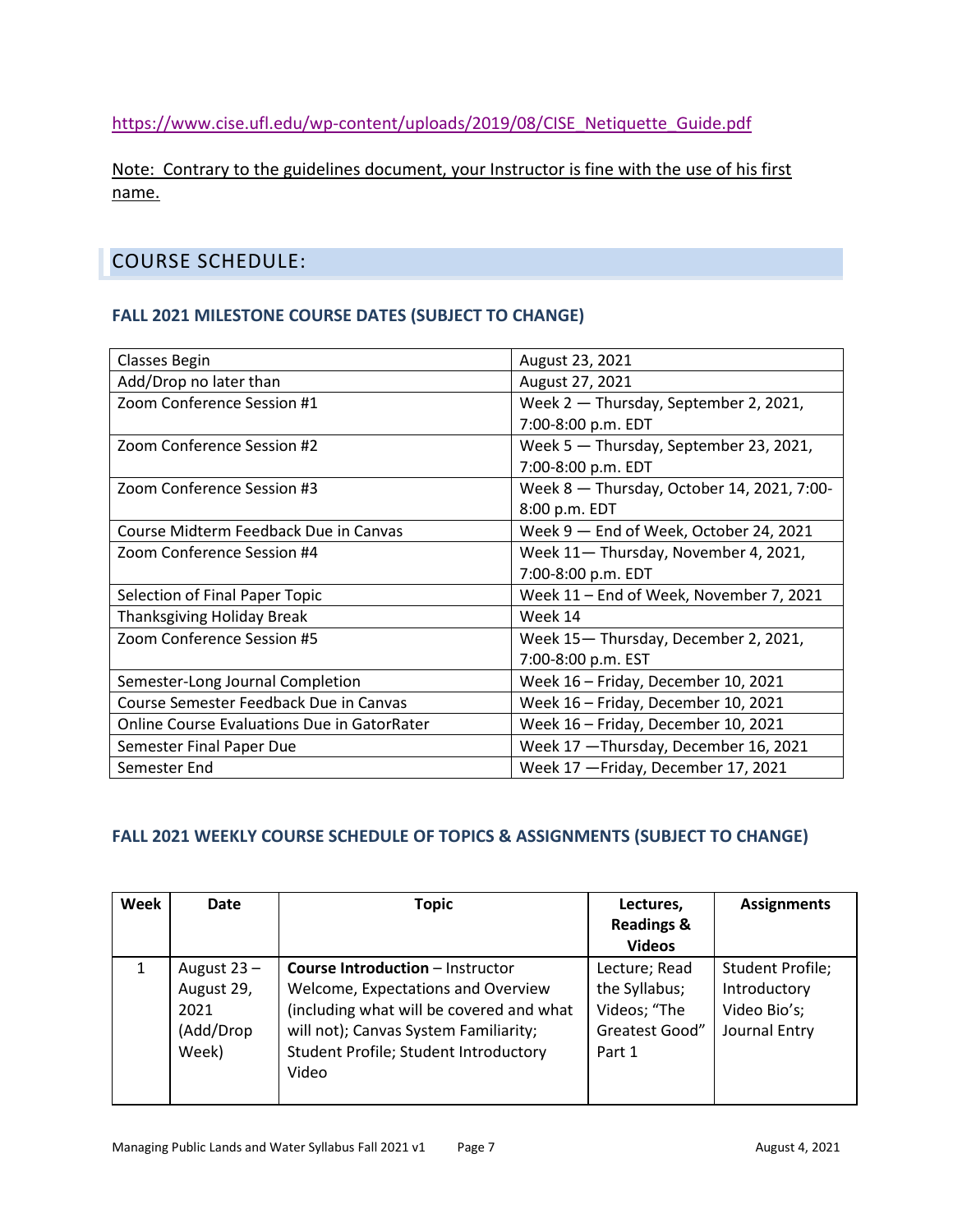https://www.cise.ufl.edu/wp-content/uploads/2019/08/CISE_Netiquette_Guide.pdf

Note: Contrary to the guidelines document, your Instructor is fine with the use of his first name.

## COURSE SCHEDULE:

### FALL 2021 MILESTONE COURSE DATES (SUBJECT TO CHANGE)

| | |
|---|---|
| Classes Begin | August 23, 2021 |
| Add/Drop no later than | August 27, 2021 |
| Zoom Conference Session #1 | Week 2 — Thursday, September 2, 2021, 7:00-8:00 p.m. EDT |
| Zoom Conference Session #2 | Week 5 — Thursday, September 23, 2021, 7:00-8:00 p.m. EDT |
| Zoom Conference Session #3 | Week 8 — Thursday, October 14, 2021, 7:00-8:00 p.m. EDT |
| Course Midterm Feedback Due in Canvas | Week 9 — End of Week, October 24, 2021 |
| Zoom Conference Session #4 | Week 11— Thursday, November 4, 2021, 7:00-8:00 p.m. EDT |
| Selection of Final Paper Topic | Week 11 – End of Week, November 7, 2021 |
| Thanksgiving Holiday Break | Week 14 |
| Zoom Conference Session #5 | Week 15— Thursday, December 2, 2021, 7:00-8:00 p.m. EST |
| Semester-Long Journal Completion | Week 16 – Friday, December 10, 2021 |
| Course Semester Feedback Due in Canvas | Week 16 – Friday, December 10, 2021 |
| Online Course Evaluations Due in GatorRater | Week 16 – Friday, December 10, 2021 |
| Semester Final Paper Due | Week 17 —Thursday, December 16, 2021 |
| Semester End | Week 17 —Friday, December 17, 2021 |

### FALL 2021 WEEKLY COURSE SCHEDULE OF TOPICS & ASSIGNMENTS (SUBJECT TO CHANGE)

| Week | Date | Topic | Lectures, Readings & Videos | Assignments |
|---|---|---|---|---|
| 1 | August 23 – August 29, 2021 (Add/Drop Week) | **Course Introduction** – Instructor Welcome, Expectations and Overview (including what will be covered and what will not); Canvas System Familiarity; Student Profile; Student Introductory Video | Lecture; Read the Syllabus; Videos; "The Greatest Good" Part 1 | Student Profile; Introductory Video Bio's; Journal Entry |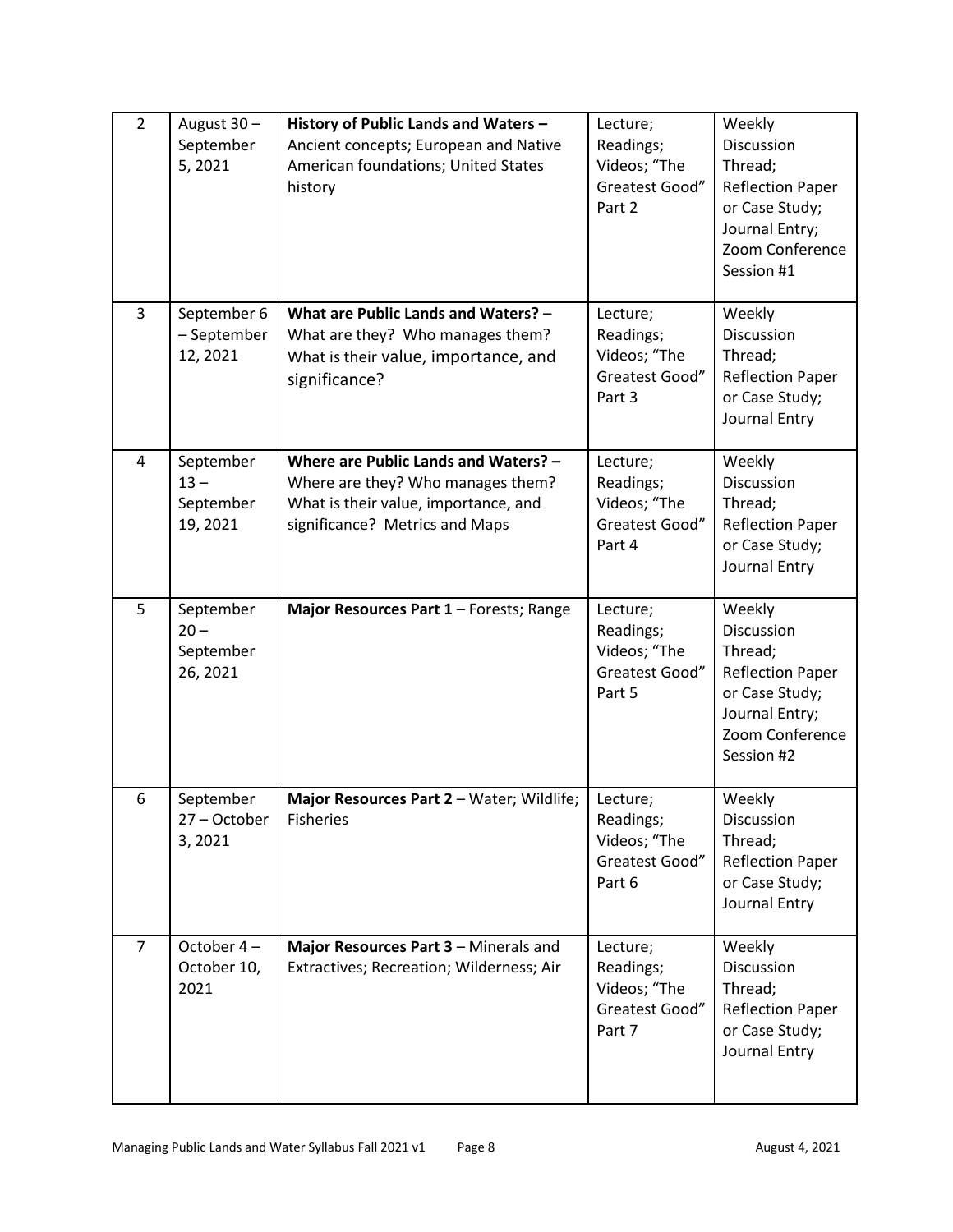| 2 | August 30 – September 5, 2021 | **History of Public Lands and Waters –** Ancient concepts; European and Native American foundations; United States history | Lecture; Readings; Videos; "The Greatest Good" Part 2 | Weekly Discussion Thread; Reflection Paper or Case Study; Journal Entry; Zoom Conference Session #1 |
|---|---|---|---|---|
| 3 | September 6 – September 12, 2021 | **What are Public Lands and Waters?** – What are they? Who manages them? What is their value, importance, and significance? | Lecture; Readings; Videos; "The Greatest Good" Part 3 | Weekly Discussion Thread; Reflection Paper or Case Study; Journal Entry |
| 4 | September 13 – September 19, 2021 | **Where are Public Lands and Waters? –** Where are they? Who manages them? What is their value, importance, and significance? Metrics and Maps | Lecture; Readings; Videos; "The Greatest Good" Part 4 | Weekly Discussion Thread; Reflection Paper or Case Study; Journal Entry |
| 5 | September 20 – September 26, 2021 | **Major Resources Part 1** – Forests; Range | Lecture; Readings; Videos; "The Greatest Good" Part 5 | Weekly Discussion Thread; Reflection Paper or Case Study; Journal Entry; Zoom Conference Session #2 |
| 6 | September 27 – October 3, 2021 | **Major Resources Part 2** – Water; Wildlife; Fisheries | Lecture; Readings; Videos; "The Greatest Good" Part 6 | Weekly Discussion Thread; Reflection Paper or Case Study; Journal Entry |
| 7 | October 4 – October 10, 2021 | **Major Resources Part 3** – Minerals and Extractives; Recreation; Wilderness; Air | Lecture; Readings; Videos; "The Greatest Good" Part 7 | Weekly Discussion Thread; Reflection Paper or Case Study; Journal Entry |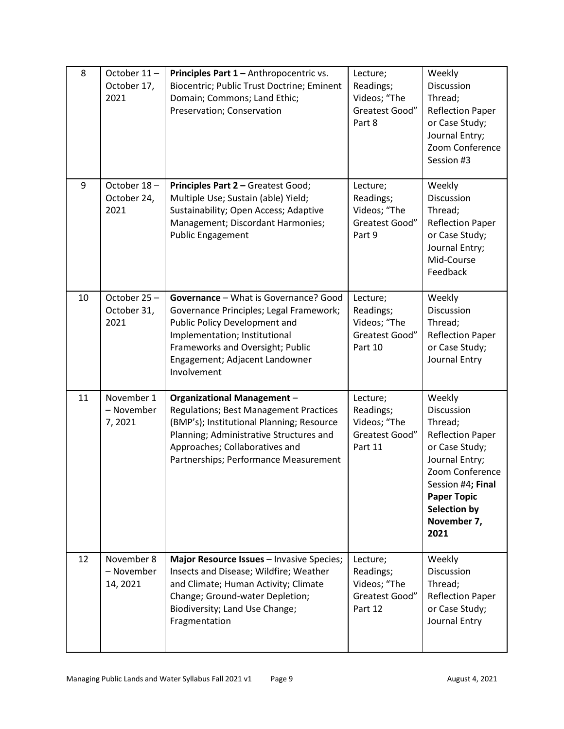| 8 | October 11 – October 17, 2021 | **Principles Part 1 –** Anthropocentric vs. Biocentric; Public Trust Doctrine; Eminent Domain; Commons; Land Ethic; Preservation; Conservation | Lecture; Readings; Videos; "The Greatest Good" Part 8 | Weekly Discussion Thread; Reflection Paper or Case Study; Journal Entry; Zoom Conference Session #3 |
|---|---|---|---|---|
| 9 | October 18 – October 24, 2021 | **Principles Part 2 –** Greatest Good; Multiple Use; Sustain (able) Yield; Sustainability; Open Access; Adaptive Management; Discordant Harmonies; Public Engagement | Lecture; Readings; Videos; "The Greatest Good" Part 9 | Weekly Discussion Thread; Reflection Paper or Case Study; Journal Entry; Mid-Course Feedback |
| 10 | October 25 – October 31, 2021 | **Governance** – What is Governance? Good Governance Principles; Legal Framework; Public Policy Development and Implementation; Institutional Frameworks and Oversight; Public Engagement; Adjacent Landowner Involvement | Lecture; Readings; Videos; "The Greatest Good" Part 10 | Weekly Discussion Thread; Reflection Paper or Case Study; Journal Entry |
| 11 | November 1 – November 7, 2021 | **Organizational Management** – Regulations; Best Management Practices (BMP's); Institutional Planning; Resource Planning; Administrative Structures and Approaches; Collaboratives and Partnerships; Performance Measurement | Lecture; Readings; Videos; "The Greatest Good" Part 11 | Weekly Discussion Thread; Reflection Paper or Case Study; Journal Entry; Zoom Conference Session #4**; Final Paper Topic Selection by November 7, 2021** |
| 12 | November 8 – November 14, 2021 | **Major Resource Issues** – Invasive Species; Insects and Disease; Wildfire; Weather and Climate; Human Activity; Climate Change; Ground-water Depletion; Biodiversity; Land Use Change; Fragmentation | Lecture; Readings; Videos; "The Greatest Good" Part 12 | Weekly Discussion Thread; Reflection Paper or Case Study; Journal Entry |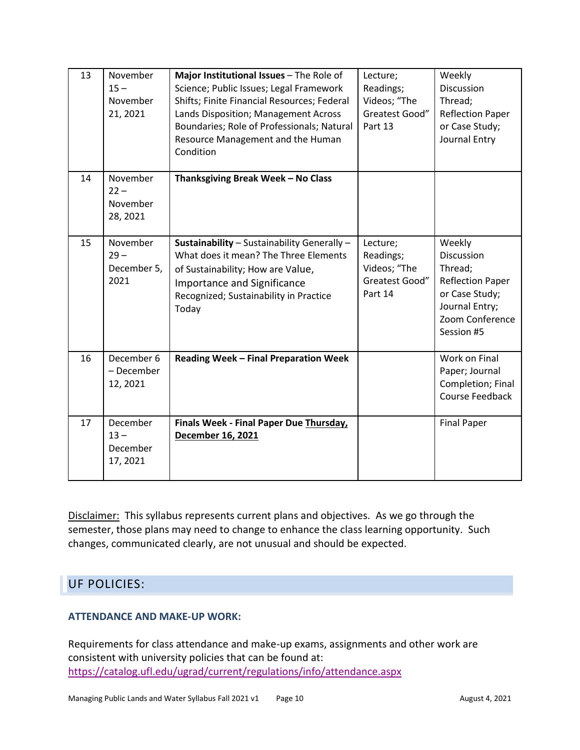| 13 | November 15 – November 21, 2021 | **Major Institutional Issues** – The Role of Science; Public Issues; Legal Framework Shifts; Finite Financial Resources; Federal Lands Disposition; Management Across Boundaries; Role of Professionals; Natural Resource Management and the Human Condition | Lecture; Readings; Videos; "The Greatest Good" Part 13 | Weekly Discussion Thread; Reflection Paper or Case Study; Journal Entry |
|---|---|---|---|---|
| 14 | November 22 – November 28, 2021 | **Thanksgiving Break Week – No Class** | | |
| 15 | November 29 – December 5, 2021 | **Sustainability** – Sustainability Generally – What does it mean? The Three Elements of Sustainability; How are Value, Importance and Significance Recognized; Sustainability in Practice Today | Lecture; Readings; Videos; "The Greatest Good" Part 14 | Weekly Discussion Thread; Reflection Paper or Case Study; Journal Entry; Zoom Conference Session #5 |
| 16 | December 6 – December 12, 2021 | **Reading Week – Final Preparation Week** | | Work on Final Paper; Journal Completion; Final Course Feedback |
| 17 | December 13 – December 17, 2021 | **Finals Week - Final Paper Due <u>Thursday, December 16, 2021</u>** | | Final Paper |

<u>Disclaimer:</u> This syllabus represents current plans and objectives. As we go through the semester, those plans may need to change to enhance the class learning opportunity. Such changes, communicated clearly, are not unusual and should be expected.

## UF POLICIES:

### ATTENDANCE AND MAKE-UP WORK:

Requirements for class attendance and make-up exams, assignments and other work are consistent with university policies that can be found at: https://catalog.ufl.edu/ugrad/current/regulations/info/attendance.aspx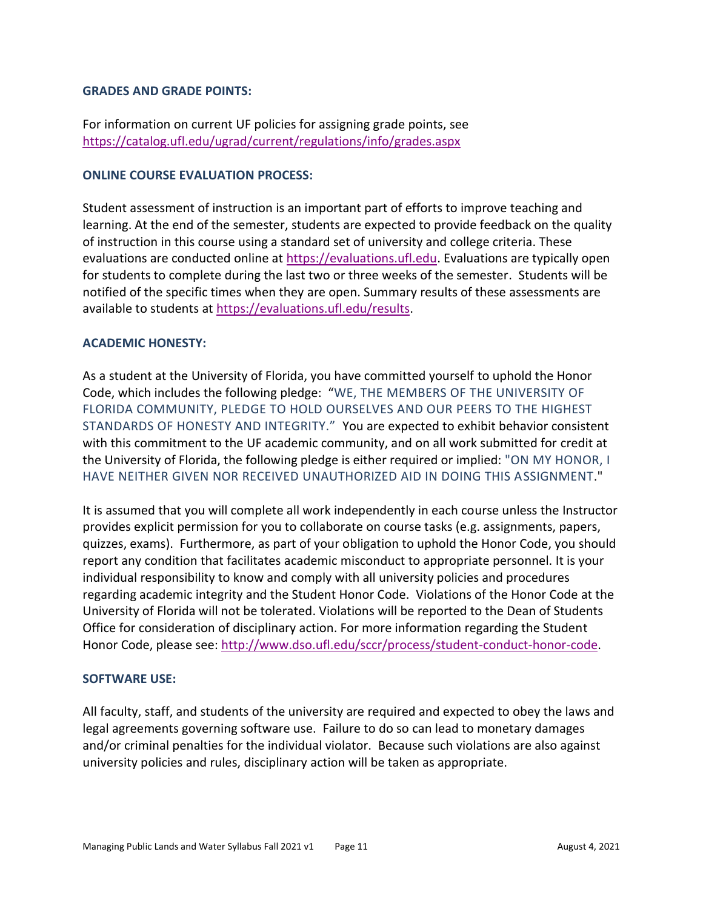### GRADES AND GRADE POINTS:

For information on current UF policies for assigning grade points, see https://catalog.ufl.edu/ugrad/current/regulations/info/grades.aspx

### ONLINE COURSE EVALUATION PROCESS:

Student assessment of instruction is an important part of efforts to improve teaching and learning. At the end of the semester, students are expected to provide feedback on the quality of instruction in this course using a standard set of university and college criteria. These evaluations are conducted online at https://evaluations.ufl.edu. Evaluations are typically open for students to complete during the last two or three weeks of the semester. Students will be notified of the specific times when they are open. Summary results of these assessments are available to students at https://evaluations.ufl.edu/results.

### ACADEMIC HONESTY:

As a student at the University of Florida, you have committed yourself to uphold the Honor Code, which includes the following pledge: "WE, THE MEMBERS OF THE UNIVERSITY OF FLORIDA COMMUNITY, PLEDGE TO HOLD OURSELVES AND OUR PEERS TO THE HIGHEST STANDARDS OF HONESTY AND INTEGRITY." You are expected to exhibit behavior consistent with this commitment to the UF academic community, and on all work submitted for credit at the University of Florida, the following pledge is either required or implied: "ON MY HONOR, I HAVE NEITHER GIVEN NOR RECEIVED UNAUTHORIZED AID IN DOING THIS ASSIGNMENT."

It is assumed that you will complete all work independently in each course unless the Instructor provides explicit permission for you to collaborate on course tasks (e.g. assignments, papers, quizzes, exams). Furthermore, as part of your obligation to uphold the Honor Code, you should report any condition that facilitates academic misconduct to appropriate personnel. It is your individual responsibility to know and comply with all university policies and procedures regarding academic integrity and the Student Honor Code. Violations of the Honor Code at the University of Florida will not be tolerated. Violations will be reported to the Dean of Students Office for consideration of disciplinary action. For more information regarding the Student Honor Code, please see: http://www.dso.ufl.edu/sccr/process/student-conduct-honor-code.

### SOFTWARE USE:

All faculty, staff, and students of the university are required and expected to obey the laws and legal agreements governing software use. Failure to do so can lead to monetary damages and/or criminal penalties for the individual violator. Because such violations are also against university policies and rules, disciplinary action will be taken as appropriate.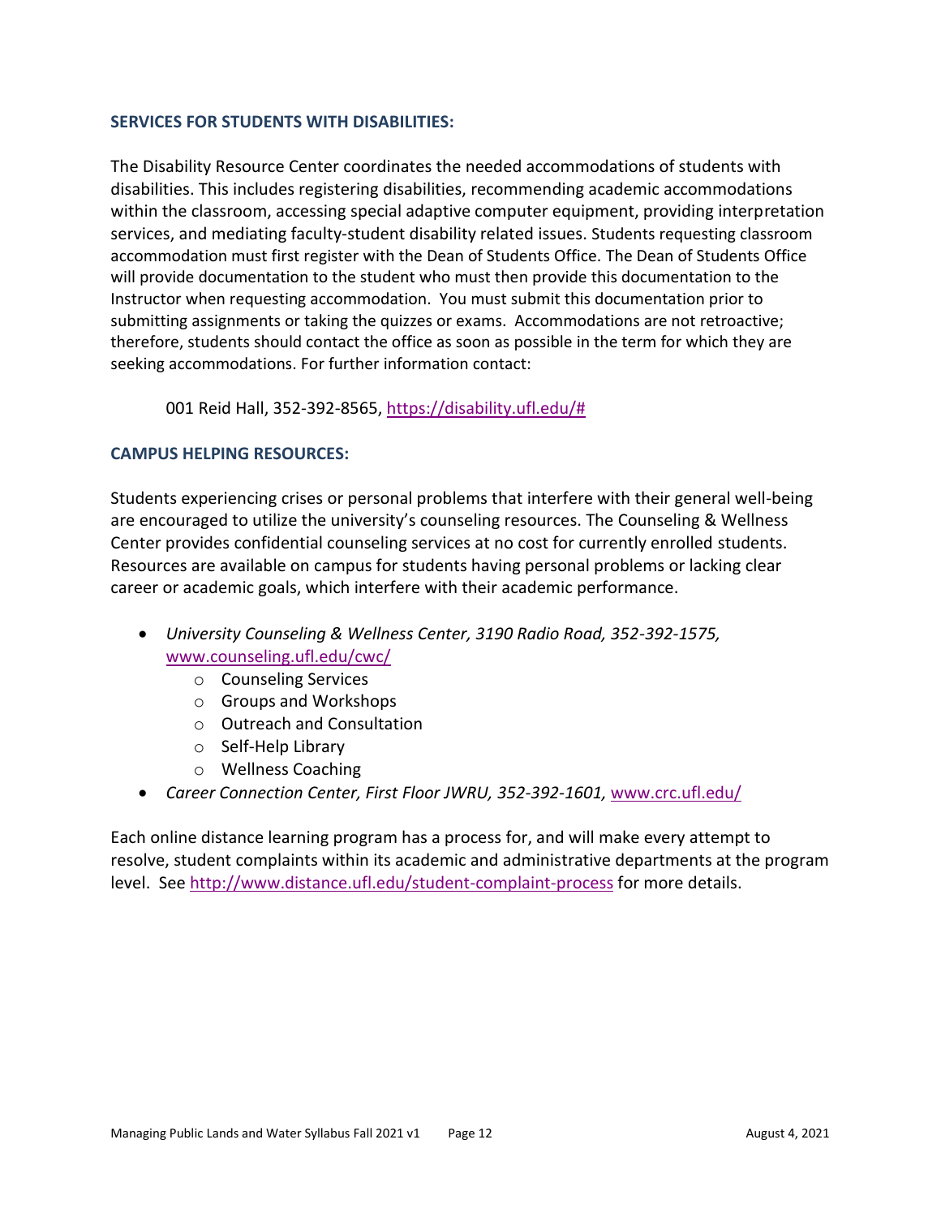## SERVICES FOR STUDENTS WITH DISABILITIES:

The Disability Resource Center coordinates the needed accommodations of students with disabilities. This includes registering disabilities, recommending academic accommodations within the classroom, accessing special adaptive computer equipment, providing interpretation services, and mediating faculty-student disability related issues. Students requesting classroom accommodation must first register with the Dean of Students Office. The Dean of Students Office will provide documentation to the student who must then provide this documentation to the Instructor when requesting accommodation. You must submit this documentation prior to submitting assignments or taking the quizzes or exams. Accommodations are not retroactive; therefore, students should contact the office as soon as possible in the term for which they are seeking accommodations. For further information contact:

> 001 Reid Hall, 352-392-8565, https://disability.ufl.edu/#

## CAMPUS HELPING RESOURCES:

Students experiencing crises or personal problems that interfere with their general well-being are encouraged to utilize the university's counseling resources. The Counseling & Wellness Center provides confidential counseling services at no cost for currently enrolled students. Resources are available on campus for students having personal problems or lacking clear career or academic goals, which interfere with their academic performance.

- *University Counseling & Wellness Center, 3190 Radio Road, 352-392-1575,* www.counseling.ufl.edu/cwc/
    - Counseling Services
    - Groups and Workshops
    - Outreach and Consultation
    - Self-Help Library
    - Wellness Coaching
- *Career Connection Center, First Floor JWRU, 352-392-1601,* www.crc.ufl.edu/

Each online distance learning program has a process for, and will make every attempt to resolve, student complaints within its academic and administrative departments at the program level. See http://www.distance.ufl.edu/student-complaint-process for more details.